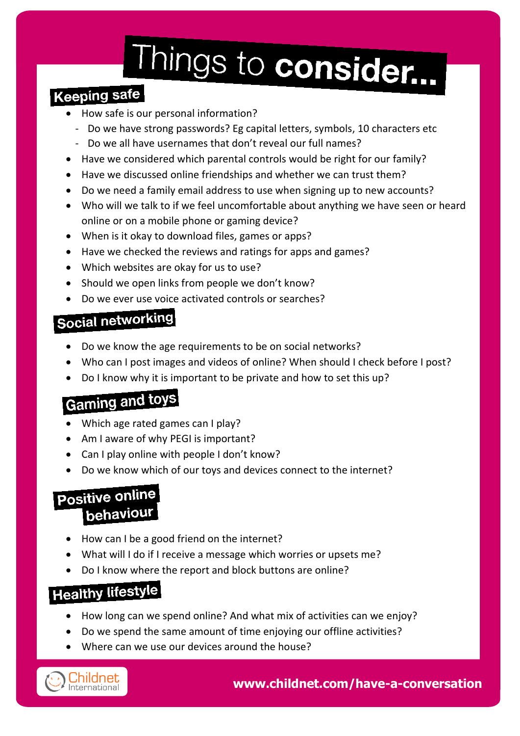# Things to consider...

## Keeping safe

- How safe is our personal information?
  - Do we have strong passwords? Eg capital letters, symbols, 10 characters etc
  - Do we all have usernames that don't reveal our full names?
- Have we considered which parental controls would be right for our family?
- Have we discussed online friendships and whether we can trust them?
- Do we need a family email address to use when signing up to new accounts?
- Who will we talk to if we feel uncomfortable about anything we have seen or heard online or on a mobile phone or gaming device?
- When is it okay to download files, games or apps?
- Have we checked the reviews and ratings for apps and games?
- Which websites are okay for us to use?
- Should we open links from people we don't know?
- Do we ever use voice activated controls or searches?

## Social networking

- Do we know the age requirements to be on social networks?
- Who can I post images and videos of online? When should I check before I post?
- Do I know why it is important to be private and how to set this up?

## Gaming and toys

- Which age rated games can I play?
- Am I aware of why PEGI is important?
- Can I play online with people I don't know?
- Do we know which of our toys and devices connect to the internet?

## Positive online behaviour

- How can I be a good friend on the internet?
- What will I do if I receive a message which worries or upsets me?
- Do I know where the report and block buttons are online?

## Healthy lifestyle

- How long can we spend online? And what mix of activities can we enjoy?
- Do we spend the same amount of time enjoying our offline activities?
- Where can we use our devices around the house?

Childnet International

**www.childnet.com/have-a-conversation**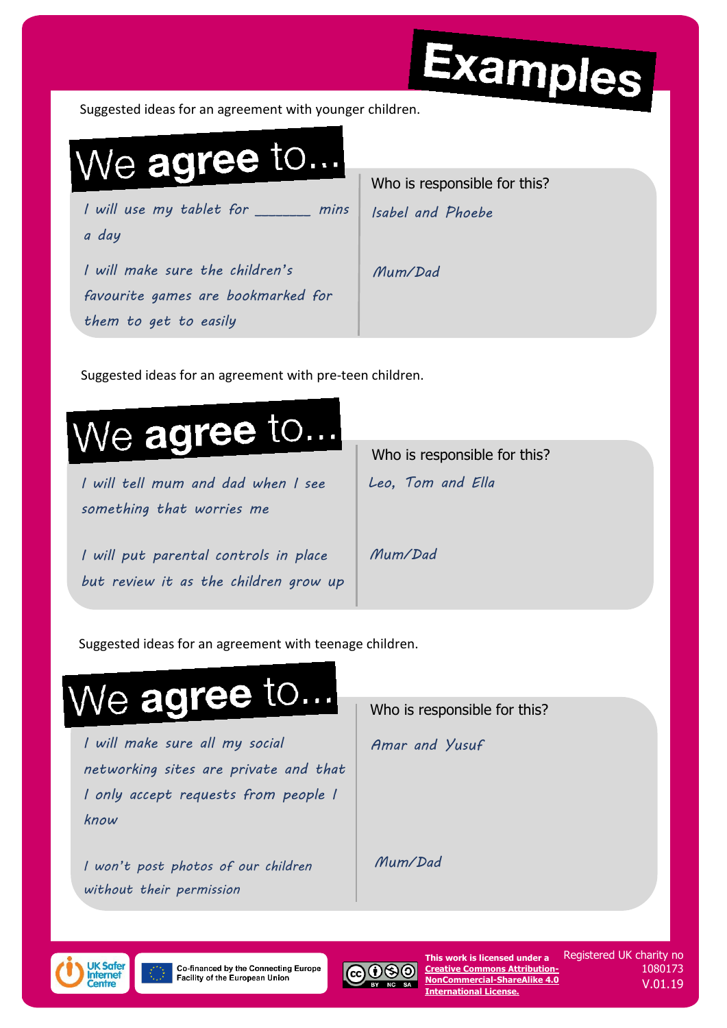# Examples

Suggested ideas for an agreement with younger children.

| We agree to... | Who is responsible for this? |
| --- | --- |
| *I will use my tablet for _______ mins a day* | *Isabel and Phoebe* |
| *I will make sure the children's favourite games are bookmarked for them to get to easily* | *Mum/Dad* |

Suggested ideas for an agreement with pre-teen children.

| We agree to... | Who is responsible for this? |
| --- | --- |
| *I will tell mum and dad when I see something that worries me* | *Leo, Tom and Ella* |
| *I will put parental controls in place but review it as the children grow up* | *Mum/Dad* |

Suggested ideas for an agreement with teenage children.

| We agree to... | Who is responsible for this? |
| --- | --- |
| *I will make sure all my social networking sites are private and that I only accept requests from people I know* | *Amar and Yusuf* |
| *I won't post photos of our children without their permission* | *Mum/Dad* |

UK Safer Internet Centre

Co-financed by the Connecting Europe Facility of the European Union

This work is licensed under a Creative Commons Attribution-NonCommercial-ShareAlike 4.0 International License.

Registered UK charity no 1080173

V.01.19